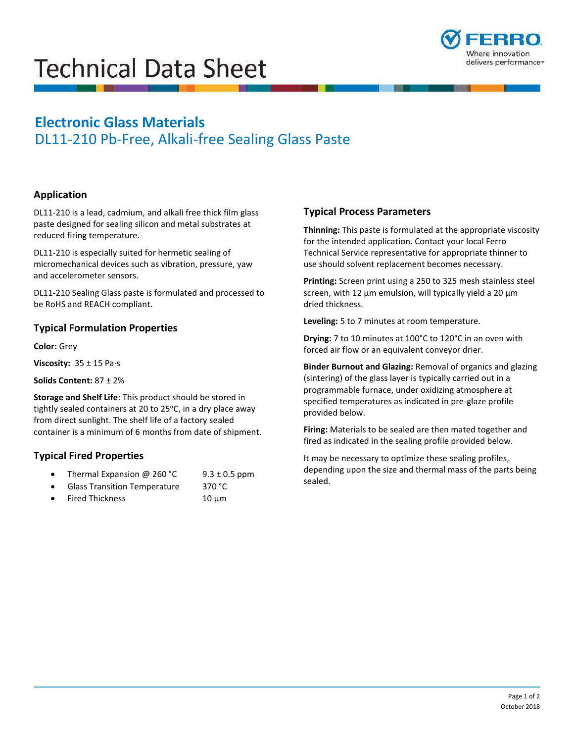# Technical Data Sheet

## Electronic Glass Materials
## DL11-210 Pb-Free, Alkali-free Sealing Glass Paste

### Application

DL11-210 is a lead, cadmium, and alkali free thick film glass paste designed for sealing silicon and metal substrates at reduced firing temperature.

DL11-210 is especially suited for hermetic sealing of micromechanical devices such as vibration, pressure, yaw and accelerometer sensors.

DL11-210 Sealing Glass paste is formulated and processed to be RoHS and REACH compliant.

### Typical Formulation Properties

**Color:** Grey

**Viscosity:** 35 ± 15 Pa·s

**Solids Content:** 87 ± 2%

**Storage and Shelf Life**: This product should be stored in tightly sealed containers at 20 to 25°C, in a dry place away from direct sunlight. The shelf life of a factory sealed container is a minimum of 6 months from date of shipment.

### Typical Fired Properties

- Thermal Expansion @ 260 °C — 9.3 ± 0.5 ppm
- Glass Transition Temperature — 370 °C
- Fired Thickness — 10 µm

### Typical Process Parameters

**Thinning:** This paste is formulated at the appropriate viscosity for the intended application. Contact your local Ferro Technical Service representative for appropriate thinner to use should solvent replacement becomes necessary.

**Printing:** Screen print using a 250 to 325 mesh stainless steel screen, with 12 µm emulsion, will typically yield a 20 µm dried thickness.

**Leveling:** 5 to 7 minutes at room temperature.

**Drying:** 7 to 10 minutes at 100°C to 120°C in an oven with forced air flow or an equivalent conveyor drier.

**Binder Burnout and Glazing:** Removal of organics and glazing (sintering) of the glass layer is typically carried out in a programmable furnace, under oxidizing atmosphere at specified temperatures as indicated in pre-glaze profile provided below.

**Firing:** Materials to be sealed are then mated together and fired as indicated in the sealing profile provided below.

It may be necessary to optimize these sealing profiles, depending upon the size and thermal mass of the parts being sealed.

October 2018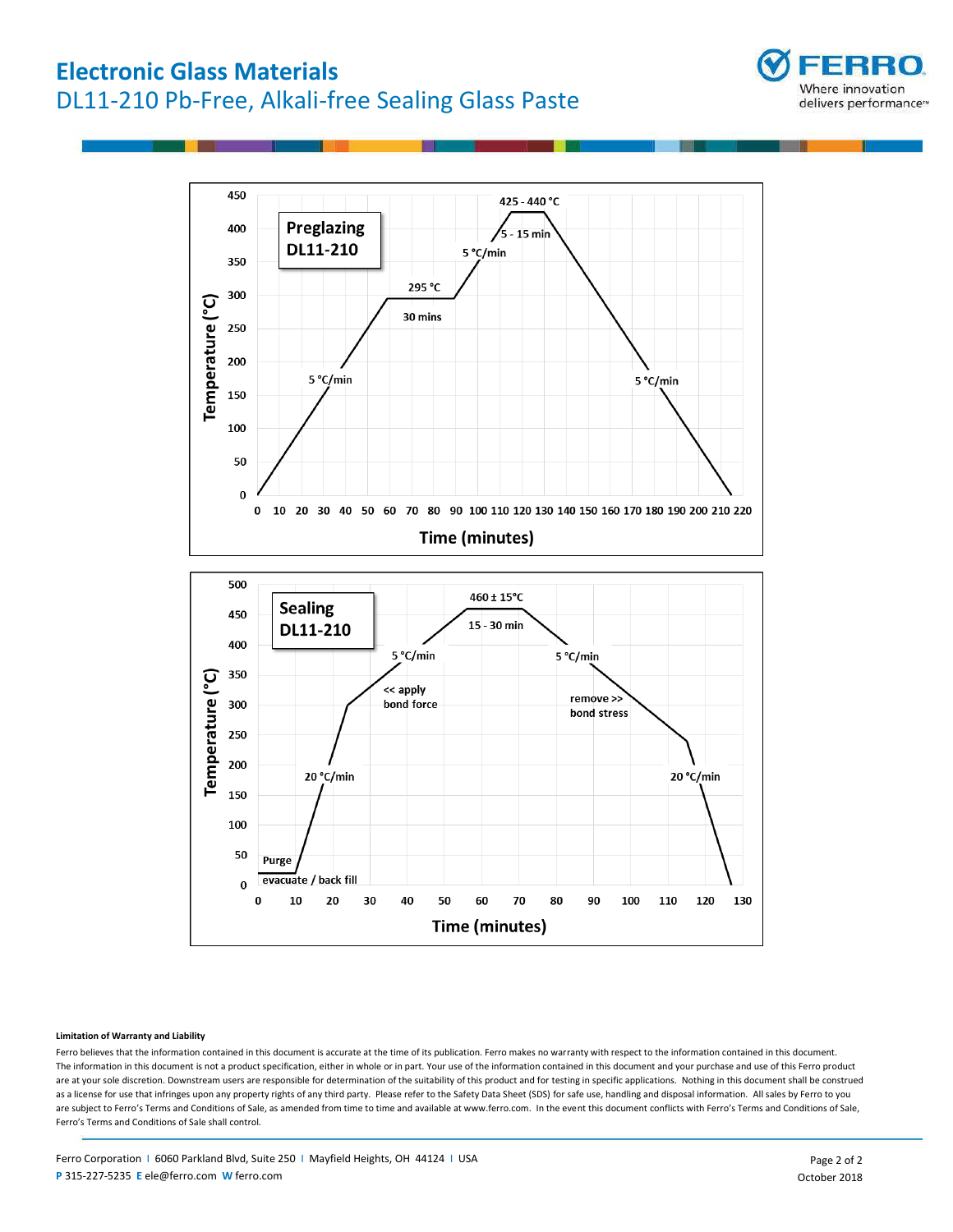# Electronic Glass Materials

## DL11-210 Pb-Free, Alkali-free Sealing Glass Paste

Preglazing
DL11-210

Temperature (°C)
0 50 100 150 200 250 300 350 400 450
Time (minutes)
0 10 20 30 40 50 60 70 80 90 100 110 120 130 140 150 160 170 180 190 200 210 220

5 °C/min
295 °C
30 mins
5 °C/min
425 - 440 °C
5 - 15 min
5 °C/min

Sealing
DL11-210

Temperature (°C)
0 50 100 150 200 250 300 350 400 450 500
Time (minutes)
0 10 20 30 40 50 60 70 80 90 100 110 120 130

Purge
evacuate / back fill
20 °C/min
5 °C/min
<< apply
bond force
460 ± 15°C
15 - 30 min
5 °C/min
remove >>
bond stress
20 °C/min

**Limitation of Warranty and Liability**

Ferro believes that the information contained in this document is accurate at the time of its publication. Ferro makes no warranty with respect to the information contained in this document. The information in this document is not a product specification, either in whole or in part. Your use of the information contained in this document and your purchase and use of this Ferro product are at your sole discretion. Downstream users are responsible for determination of the suitability of this product and for testing in specific applications. Nothing in this document shall be construed as a license for use that infringes upon any property rights of any third party. Please refer to the Safety Data Sheet (SDS) for safe use, handling and disposal information. All sales by Ferro to you are subject to Ferro's Terms and Conditions of Sale, as amended from time to time and available at www.ferro.com. In the event this document conflicts with Ferro's Terms and Conditions of Sale, Ferro's Terms and Conditions of Sale shall control.

Ferro Corporation | 6060 Parkland Blvd, Suite 250 | Mayfield Heights, OH 44124 | USA
P 315-227-5235 E ele@ferro.com W ferro.com

October 2018